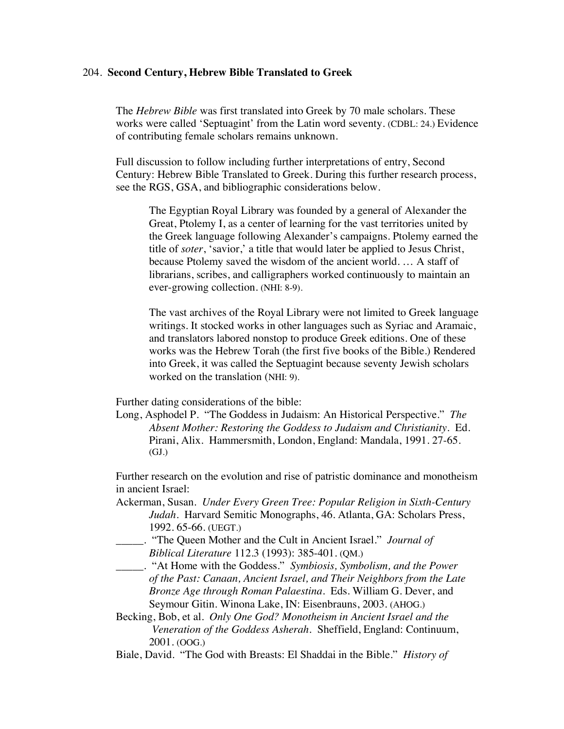## 204. **Second Century, Hebrew Bible Translated to Greek**

The *Hebrew Bible* was first translated into Greek by 70 male scholars. These works were called 'Septuagint' from the Latin word seventy. (CDBL: 24.) Evidence of contributing female scholars remains unknown.

Full discussion to follow including further interpretations of entry, Second Century: Hebrew Bible Translated to Greek. During this further research process, see the RGS, GSA, and bibliographic considerations below.

> The Egyptian Royal Library was founded by a general of Alexander the Great, Ptolemy I, as a center of learning for the vast territories united by the Greek language following Alexander's campaigns. Ptolemy earned the title of *soter*, 'savior,' a title that would later be applied to Jesus Christ, because Ptolemy saved the wisdom of the ancient world. … A staff of librarians, scribes, and calligraphers worked continuously to maintain an ever-growing collection. (NHI: 8-9).
>
> The vast archives of the Royal Library were not limited to Greek language writings. It stocked works in other languages such as Syriac and Aramaic, and translators labored nonstop to produce Greek editions. One of these works was the Hebrew Torah (the first five books of the Bible.) Rendered into Greek, it was called the Septuagint because seventy Jewish scholars worked on the translation (NHI: 9).

Further dating considerations of the bible:

Long, Asphodel P. "The Goddess in Judaism: An Historical Perspective." *The Absent Mother: Restoring the Goddess to Judaism and Christianity*. Ed. Pirani, Alix. Hammersmith, London, England: Mandala, 1991. 27-65. (GJ.)

Further research on the evolution and rise of patristic dominance and monotheism in ancient Israel:

Ackerman, Susan. *Under Every Green Tree: Popular Religion in Sixth-Century Judah*. Harvard Semitic Monographs, 46. Atlanta, GA: Scholars Press, 1992. 65-66. (UEGT.)

_____. "The Queen Mother and the Cult in Ancient Israel." *Journal of Biblical Literature* 112.3 (1993): 385-401. (QM.)

_____. "At Home with the Goddess." *Symbiosis, Symbolism, and the Power of the Past: Canaan, Ancient Israel, and Their Neighbors from the Late Bronze Age through Roman Palaestina*. Eds. William G. Dever, and Seymour Gitin. Winona Lake, IN: Eisenbrauns, 2003. (AHOG.)

Becking, Bob, et al. *Only One God? Monotheism in Ancient Israel and the Veneration of the Goddess Asherah*. Sheffield, England: Continuum, 2001. (OOG.)

Biale, David. "The God with Breasts: El Shaddai in the Bible." *History of*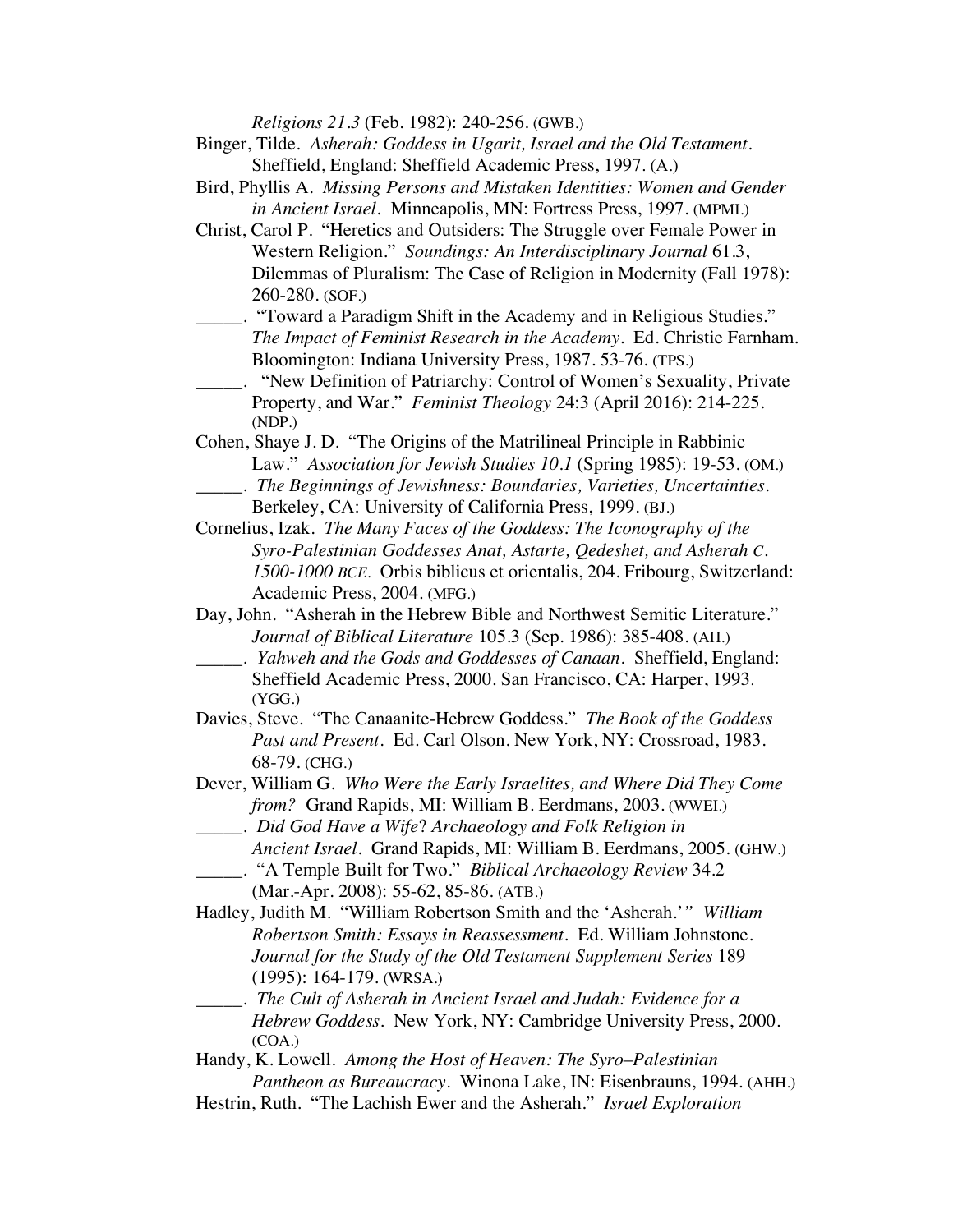*Religions 21.3* (Feb. 1982): 240-256. (GWB.)

Binger, Tilde. *Asherah: Goddess in Ugarit, Israel and the Old Testament*. Sheffield, England: Sheffield Academic Press, 1997. (A.)

Bird, Phyllis A. *Missing Persons and Mistaken Identities: Women and Gender in Ancient Israel*. Minneapolis, MN: Fortress Press, 1997. (MPMI.)

Christ, Carol P. "Heretics and Outsiders: The Struggle over Female Power in Western Religion." *Soundings: An Interdisciplinary Journal* 61.3, Dilemmas of Pluralism: The Case of Religion in Modernity (Fall 1978): 260-280. (SOF.)

_____. "Toward a Paradigm Shift in the Academy and in Religious Studies." *The Impact of Feminist Research in the Academy*. Ed. Christie Farnham. Bloomington: Indiana University Press, 1987. 53-76. (TPS.)

_____. "New Definition of Patriarchy: Control of Women's Sexuality, Private Property, and War." *Feminist Theology* 24:3 (April 2016): 214-225. (NDP.)

Cohen, Shaye J. D. "The Origins of the Matrilineal Principle in Rabbinic Law." *Association for Jewish Studies 10.1* (Spring 1985): 19-53. (OM.)

_____. *The Beginnings of Jewishness: Boundaries, Varieties, Uncertainties*. Berkeley, CA: University of California Press, 1999. (BJ.)

Cornelius, Izak. *The Many Faces of the Goddess: The Iconography of the Syro-Palestinian Goddesses Anat, Astarte, Qedeshet, and Asherah C. 1500-1000 BCE.* Orbis biblicus et orientalis, 204. Fribourg, Switzerland: Academic Press, 2004. (MFG.)

Day, John. "Asherah in the Hebrew Bible and Northwest Semitic Literature." *Journal of Biblical Literature* 105.3 (Sep. 1986): 385-408. (AH.)

_____. *Yahweh and the Gods and Goddesses of Canaan*. Sheffield, England: Sheffield Academic Press, 2000. San Francisco, CA: Harper, 1993. (YGG.)

Davies, Steve. "The Canaanite-Hebrew Goddess." *The Book of the Goddess Past and Present*. Ed. Carl Olson. New York, NY: Crossroad, 1983. 68-79. (CHG.)

Dever, William G. *Who Were the Early Israelites, and Where Did They Come from?* Grand Rapids, MI: William B. Eerdmans, 2003. (WWEI.)

_____. *Did God Have a Wife? Archaeology and Folk Religion in Ancient Israel*. Grand Rapids, MI: William B. Eerdmans, 2005. (GHW.)

_____. "A Temple Built for Two." *Biblical Archaeology Review* 34.2 (Mar.-Apr. 2008): 55-62, 85-86. (ATB.)

Hadley, Judith M. "William Robertson Smith and the 'Asherah.'" *William Robertson Smith: Essays in Reassessment*. Ed. William Johnstone. *Journal for the Study of the Old Testament Supplement Series* 189 (1995): 164-179. (WRSA.)

_____. *The Cult of Asherah in Ancient Israel and Judah: Evidence for a Hebrew Goddess*. New York, NY: Cambridge University Press, 2000. (COA.)

Handy, K. Lowell. *Among the Host of Heaven: The Syro–Palestinian Pantheon as Bureaucracy*. Winona Lake, IN: Eisenbrauns, 1994. (AHH.)

Hestrin, Ruth. "The Lachish Ewer and the Asherah." *Israel Exploration*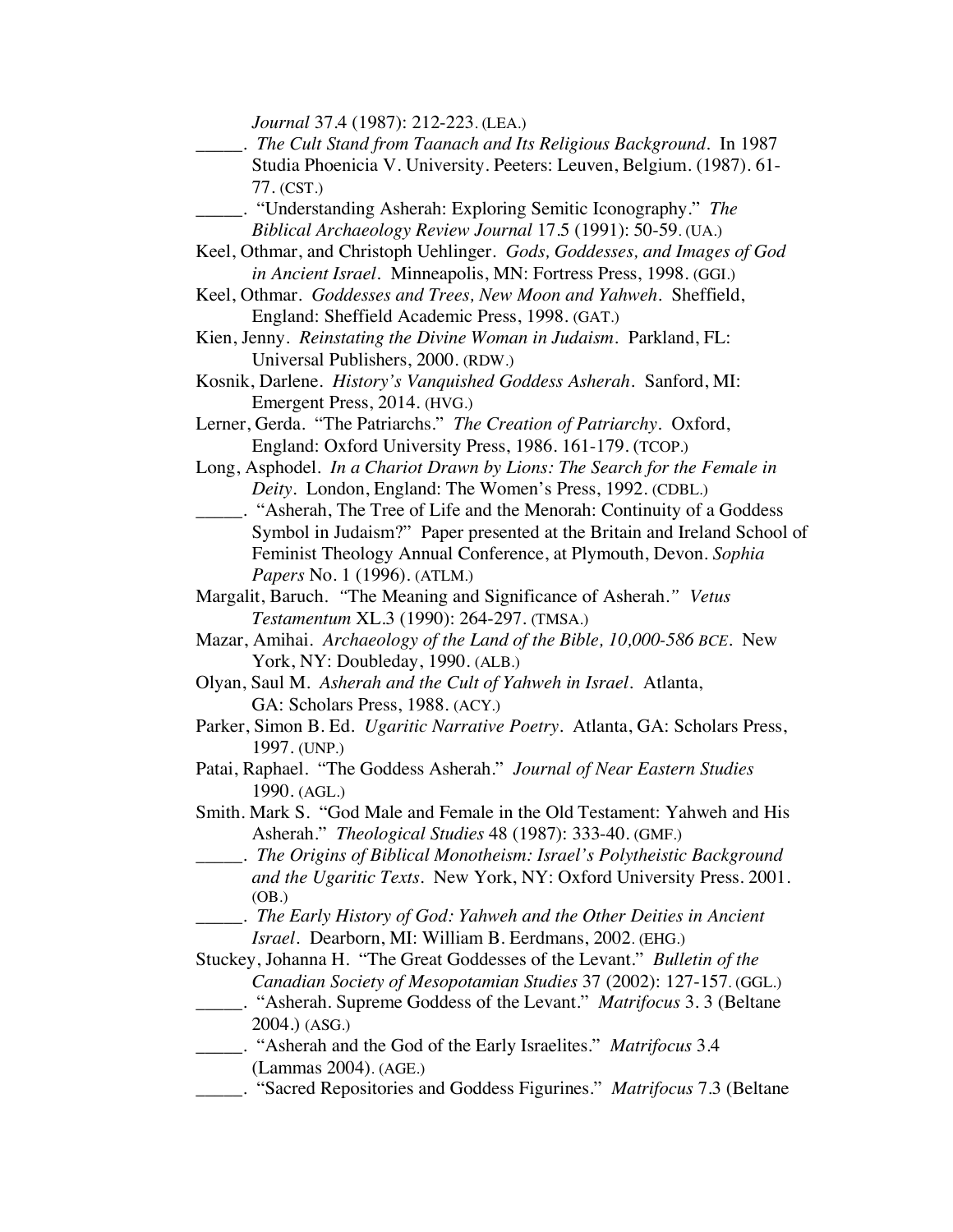*Journal* 37.4 (1987): 212-223. (LEA.)

_____. *The Cult Stand from Taanach and Its Religious Background*. In 1987 Studia Phoenicia V. University. Peeters: Leuven, Belgium. (1987). 61-77. (CST.)

_____. "Understanding Asherah: Exploring Semitic Iconography." *The Biblical Archaeology Review Journal* 17.5 (1991): 50-59. (UA.)

Keel, Othmar, and Christoph Uehlinger. *Gods, Goddesses, and Images of God in Ancient Israel*. Minneapolis, MN: Fortress Press, 1998. (GGI.)

Keel, Othmar. *Goddesses and Trees, New Moon and Yahweh*. Sheffield, England: Sheffield Academic Press, 1998. (GAT.)

Kien, Jenny. *Reinstating the Divine Woman in Judaism*. Parkland, FL: Universal Publishers, 2000. (RDW.)

Kosnik, Darlene. *History's Vanquished Goddess Asherah*. Sanford, MI: Emergent Press, 2014. (HVG.)

Lerner, Gerda. "The Patriarchs." *The Creation of Patriarchy*. Oxford, England: Oxford University Press, 1986. 161-179. (TCOP.)

Long, Asphodel. *In a Chariot Drawn by Lions: The Search for the Female in Deity*. London, England: The Women's Press, 1992. (CDBL.)

_____. "Asherah, The Tree of Life and the Menorah: Continuity of a Goddess Symbol in Judaism?" Paper presented at the Britain and Ireland School of Feminist Theology Annual Conference, at Plymouth, Devon. *Sophia Papers* No. 1 (1996). (ATLM.)

Margalit, Baruch. "The Meaning and Significance of Asherah." *Vetus Testamentum* XL.3 (1990): 264-297. (TMSA.)

Mazar, Amihai. *Archaeology of the Land of the Bible, 10,000-586 BCE*. New York, NY: Doubleday, 1990. (ALB.)

Olyan, Saul M. *Asherah and the Cult of Yahweh in Israel*. Atlanta, GA: Scholars Press, 1988. (ACY.)

Parker, Simon B. Ed. *Ugaritic Narrative Poetry*. Atlanta, GA: Scholars Press, 1997. (UNP.)

Patai, Raphael. "The Goddess Asherah." *Journal of Near Eastern Studies* 1990. (AGL.)

Smith. Mark S. "God Male and Female in the Old Testament: Yahweh and His Asherah." *Theological Studies* 48 (1987): 333-40. (GMF.)

_____. *The Origins of Biblical Monotheism: Israel's Polytheistic Background and the Ugaritic Texts*. New York, NY: Oxford University Press. 2001. (OB.)

_____. *The Early History of God: Yahweh and the Other Deities in Ancient Israel*. Dearborn, MI: William B. Eerdmans, 2002. (EHG.)

Stuckey, Johanna H. "The Great Goddesses of the Levant." *Bulletin of the Canadian Society of Mesopotamian Studies* 37 (2002): 127-157. (GGL.)

_____. "Asherah. Supreme Goddess of the Levant." *Matrifocus* 3. 3 (Beltane 2004.) (ASG.)

_____. "Asherah and the God of the Early Israelites." *Matrifocus* 3.4 (Lammas 2004). (AGE.)

_____. "Sacred Repositories and Goddess Figurines." *Matrifocus* 7.3 (Beltane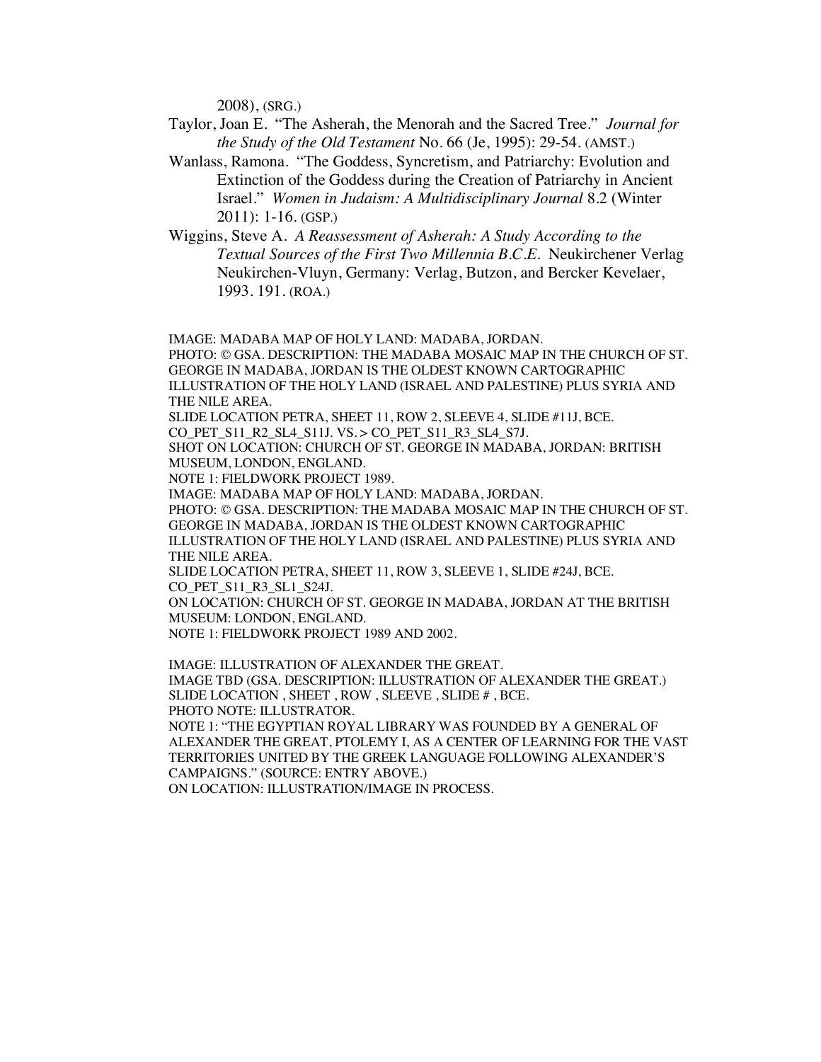2008), (SRG.)

Taylor, Joan E. "The Asherah, the Menorah and the Sacred Tree." *Journal for the Study of the Old Testament* No. 66 (Je, 1995): 29-54. (AMST.)

Wanlass, Ramona. "The Goddess, Syncretism, and Patriarchy: Evolution and Extinction of the Goddess during the Creation of Patriarchy in Ancient Israel." *Women in Judaism: A Multidisciplinary Journal* 8.2 (Winter 2011): 1-16. (GSP.)

Wiggins, Steve A. *A Reassessment of Asherah: A Study According to the Textual Sources of the First Two Millennia B.C.E.* Neukirchener Verlag Neukirchen-Vluyn, Germany: Verlag, Butzon, and Bercker Kevelaer, 1993. 191. (ROA.)

IMAGE: MADABA MAP OF HOLY LAND: MADABA, JORDAN.
PHOTO: © GSA. DESCRIPTION: THE MADABA MOSAIC MAP IN THE CHURCH OF ST. GEORGE IN MADABA, JORDAN IS THE OLDEST KNOWN CARTOGRAPHIC ILLUSTRATION OF THE HOLY LAND (ISRAEL AND PALESTINE) PLUS SYRIA AND THE NILE AREA.
SLIDE LOCATION PETRA, SHEET 11, ROW 2, SLEEVE 4, SLIDE #11J, BCE.
CO_PET_S11_R2_SL4_S11J. VS. > CO_PET_S11_R3_SL4_S7J.
SHOT ON LOCATION: CHURCH OF ST. GEORGE IN MADABA, JORDAN: BRITISH MUSEUM, LONDON, ENGLAND.
NOTE 1: FIELDWORK PROJECT 1989.
IMAGE: MADABA MAP OF HOLY LAND: MADABA, JORDAN.
PHOTO: © GSA. DESCRIPTION: THE MADABA MOSAIC MAP IN THE CHURCH OF ST. GEORGE IN MADABA, JORDAN IS THE OLDEST KNOWN CARTOGRAPHIC ILLUSTRATION OF THE HOLY LAND (ISRAEL AND PALESTINE) PLUS SYRIA AND THE NILE AREA.
SLIDE LOCATION PETRA, SHEET 11, ROW 3, SLEEVE 1, SLIDE #24J, BCE.
CO_PET_S11_R3_SL1_S24J.
ON LOCATION: CHURCH OF ST. GEORGE IN MADABA, JORDAN AT THE BRITISH MUSEUM: LONDON, ENGLAND.
NOTE 1: FIELDWORK PROJECT 1989 AND 2002.

IMAGE: ILLUSTRATION OF ALEXANDER THE GREAT.
IMAGE TBD (GSA. DESCRIPTION: ILLUSTRATION OF ALEXANDER THE GREAT.)
SLIDE LOCATION , SHEET , ROW , SLEEVE , SLIDE # , BCE.
PHOTO NOTE: ILLUSTRATOR.
NOTE 1: "THE EGYPTIAN ROYAL LIBRARY WAS FOUNDED BY A GENERAL OF ALEXANDER THE GREAT, PTOLEMY I, AS A CENTER OF LEARNING FOR THE VAST TERRITORIES UNITED BY THE GREEK LANGUAGE FOLLOWING ALEXANDER'S CAMPAIGNS." (SOURCE: ENTRY ABOVE.)
ON LOCATION: ILLUSTRATION/IMAGE IN PROCESS.